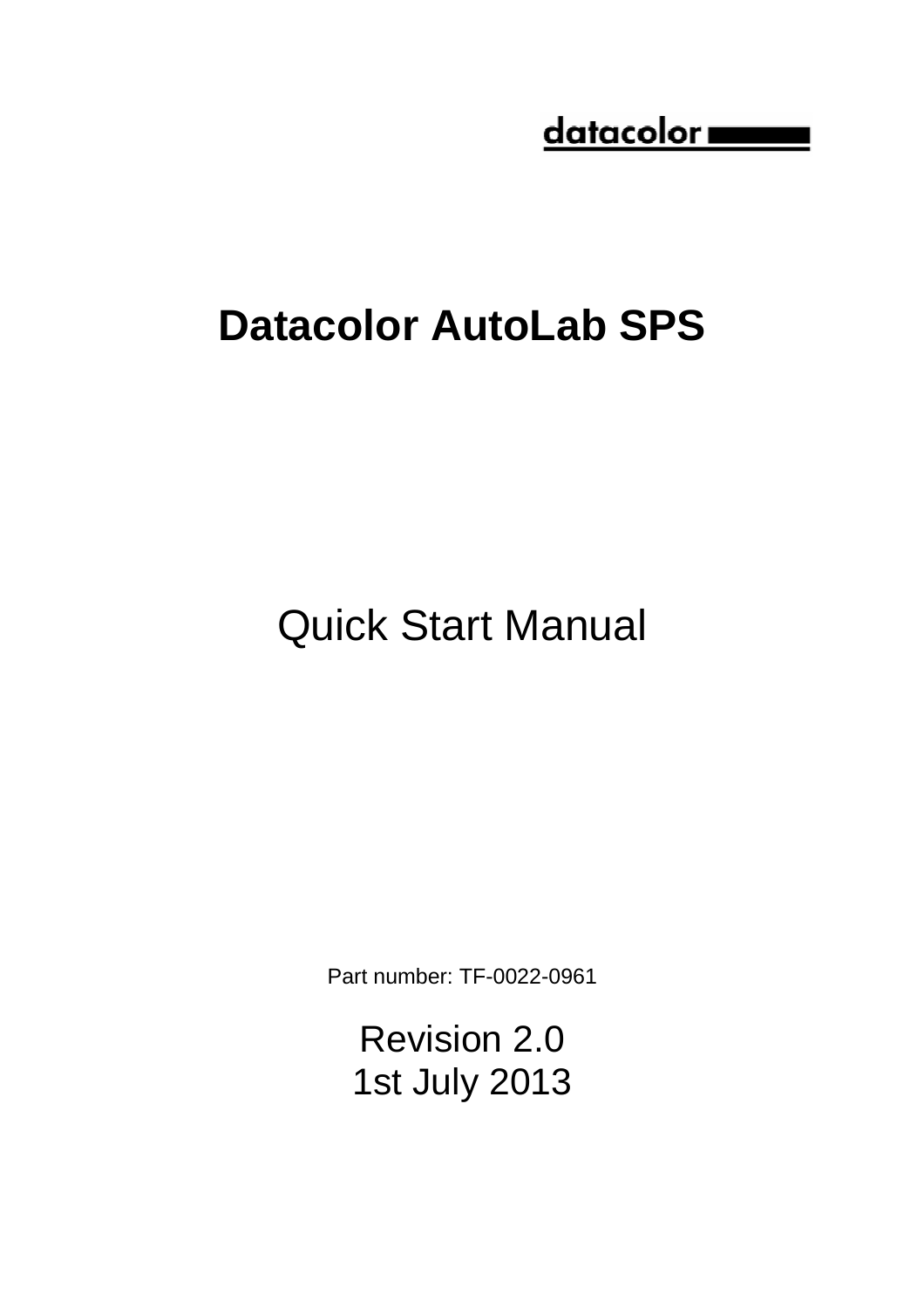datacolor

# Datacolor AutoLab SPS

## Quick Start Manual

Part number: TF-0022-0961

Revision 2.0
1st July 2013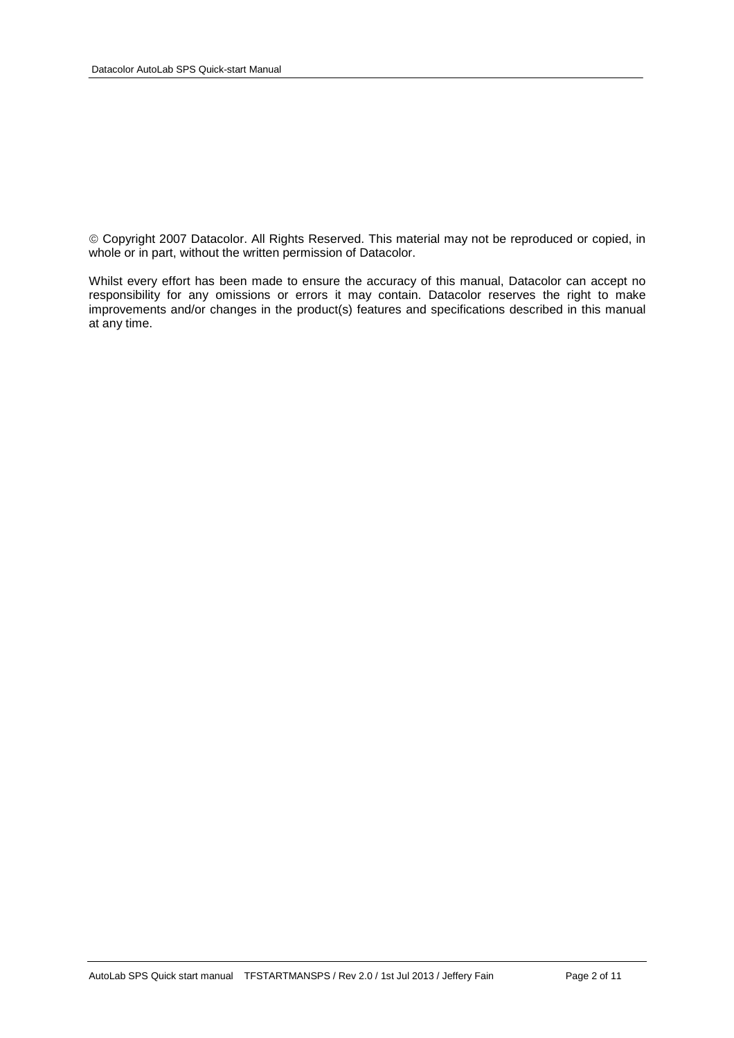© Copyright 2007 Datacolor. All Rights Reserved. This material may not be reproduced or copied, in whole or in part, without the written permission of Datacolor.

Whilst every effort has been made to ensure the accuracy of this manual, Datacolor can accept no responsibility for any omissions or errors it may contain. Datacolor reserves the right to make improvements and/or changes in the product(s) features and specifications described in this manual at any time.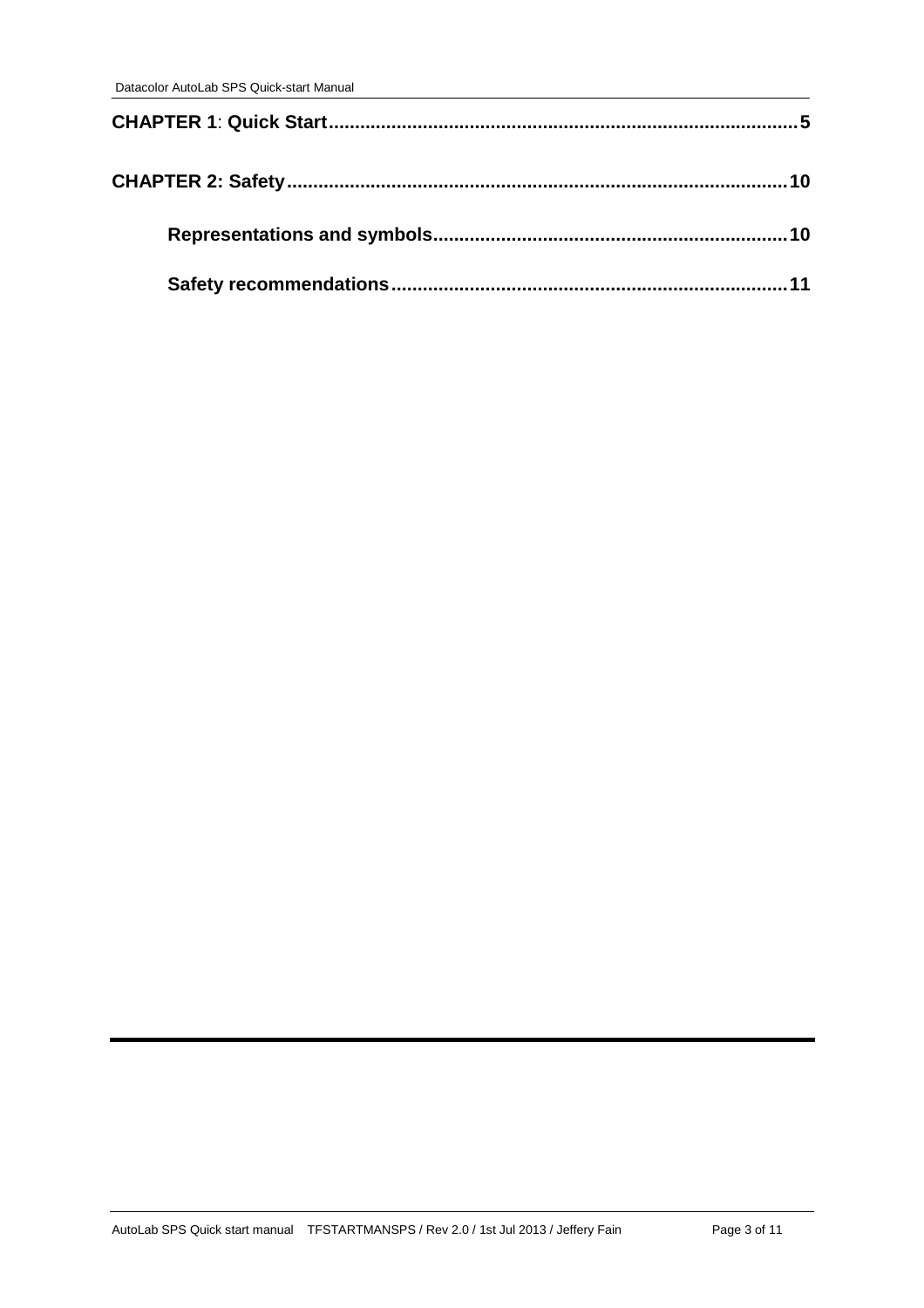**CHAPTER 1: Quick Start** .......... 5

**CHAPTER 2: Safety** .......... 10

**Representations and symbols** .......... 10

**Safety recommendations** .......... 11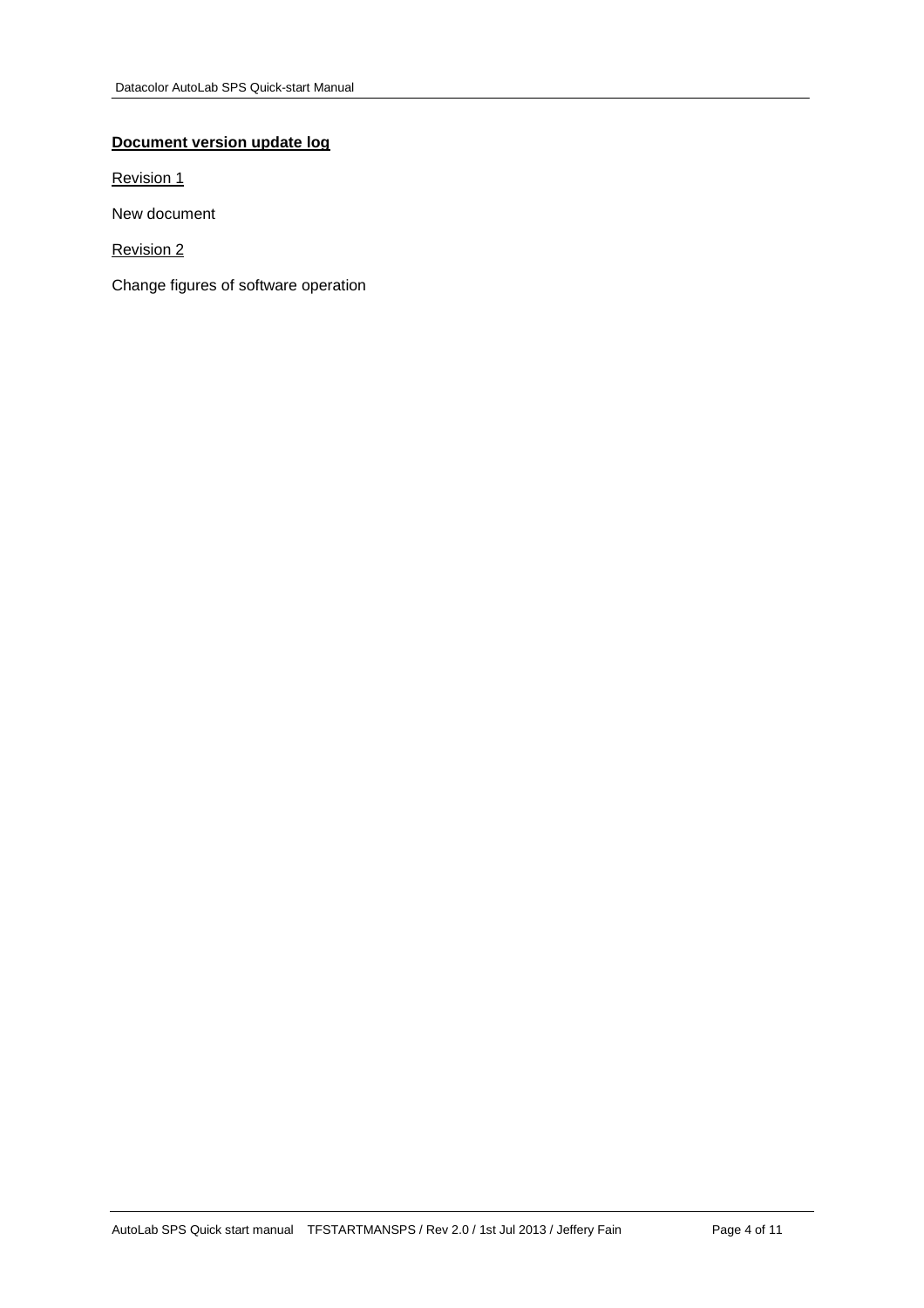**Document version update log**

Revision 1

New document

Revision 2

Change figures of software operation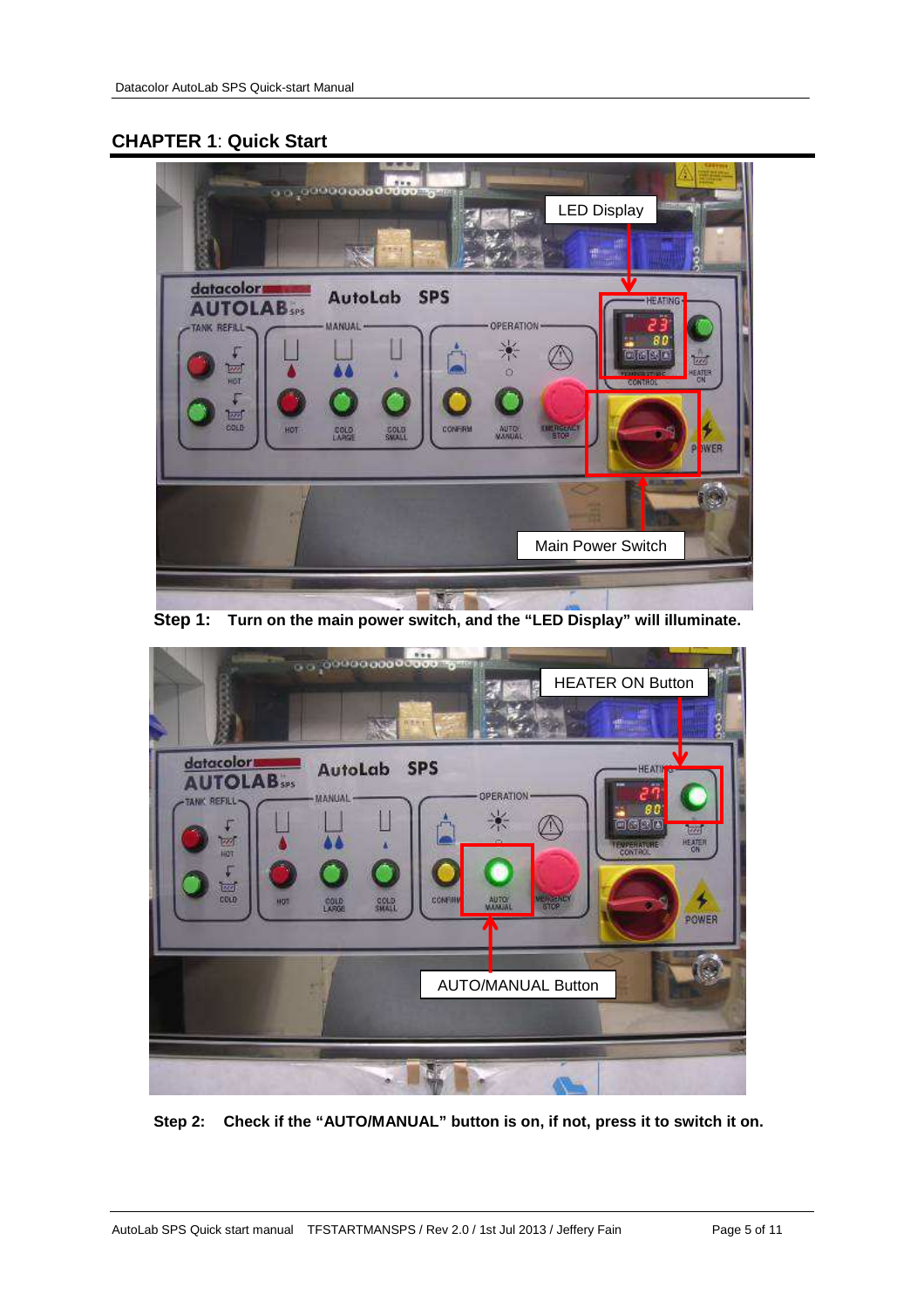## CHAPTER 1: Quick Start

**Step 1: Turn on the main power switch, and the "LED Display" will illuminate.**

**Step 2: Check if the "AUTO/MANUAL" button is on, if not, press it to switch it on.**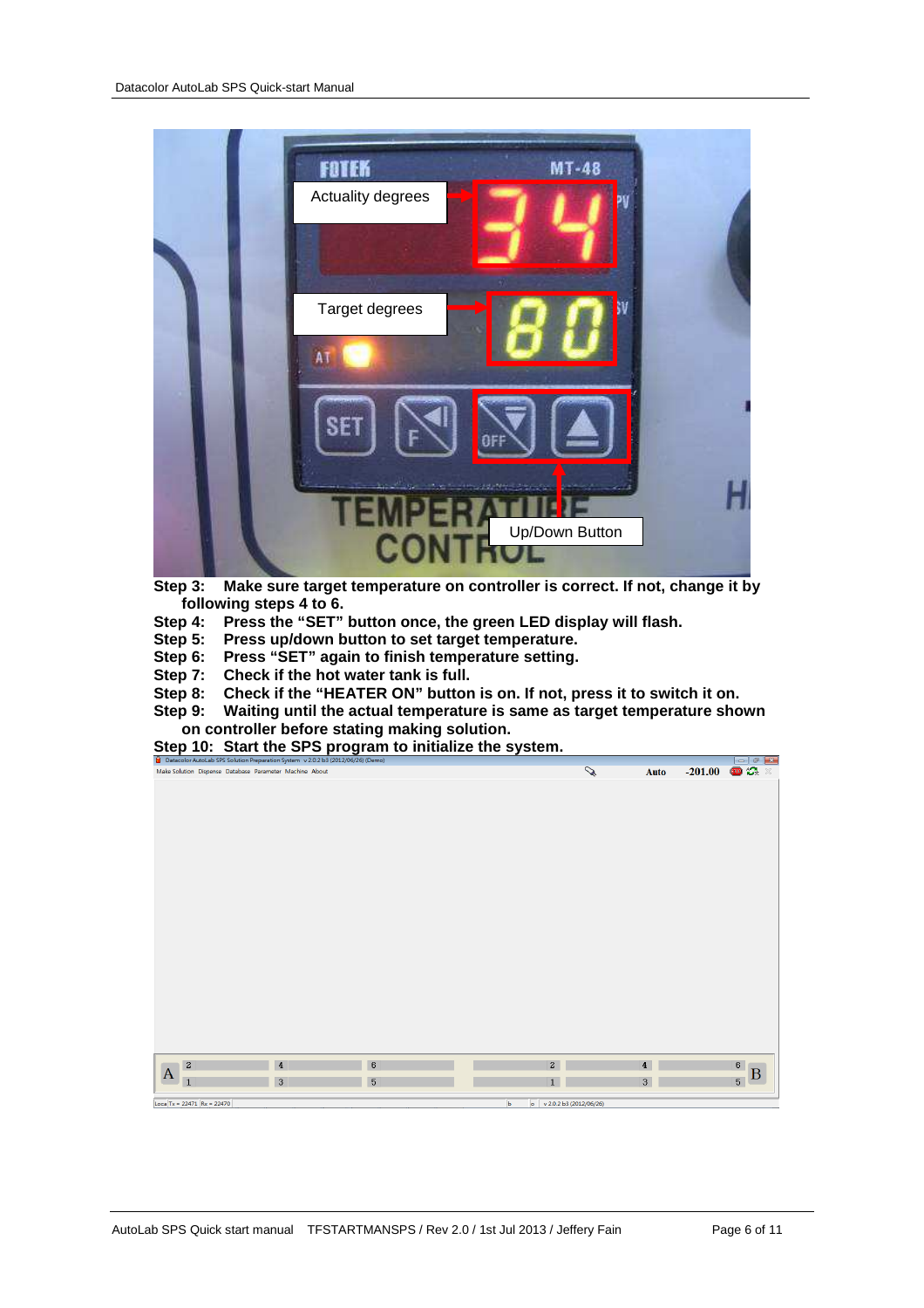**Step 3: Make sure target temperature on controller is correct. If not, change it by following steps 4 to 6.**

**Step 4: Press the "SET" button once, the green LED display will flash.**

**Step 5: Press up/down button to set target temperature.**

**Step 6: Press "SET" again to finish temperature setting.**

**Step 7: Check if the hot water tank is full.**

**Step 8: Check if the "HEATER ON" button is on. If not, press it to switch it on.**

**Step 9: Waiting until the actual temperature is same as target temperature shown on controller before stating making solution.**

**Step 10: Start the SPS program to initialize the system.**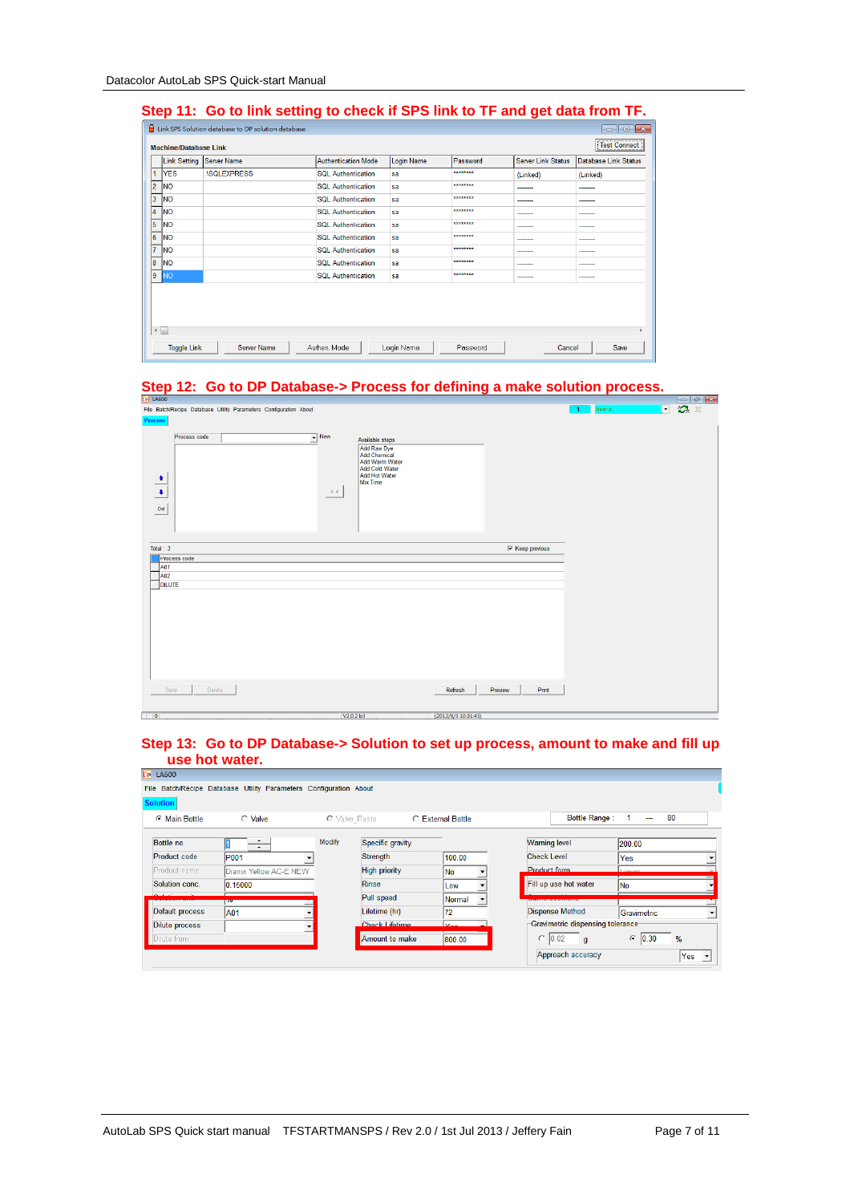## Step 11: Go to link setting to check if SPS link to TF and get data from TF.

Link SPS Solution database to DP solution database

Machine/Database Link

Test Connect

| | Link Setting | Server Name | Authentication Mode | Login Name | Password | Server Link Status | Database Link Status |
|---|---|---|---|---|---|---|---|
| 1 | YES | \SQLEXPRESS | SQL Authentication | sa | ******** | (Linked) | (Linked) |
| 2 | NO | | SQL Authentication | sa | ******** | ------- | ------- |
| 3 | NO | | SQL Authentication | sa | ******** | ------- | ------- |
| 4 | NO | | SQL Authentication | sa | ******** | ------- | ------- |
| 5 | NO | | SQL Authentication | sa | ******** | ------- | ------- |
| 6 | NO | | SQL Authentication | sa | ******** | ------- | ------- |
| 7 | NO | | SQL Authentication | sa | ******** | ------- | ------- |
| 8 | NO | | SQL Authentication | sa | ******** | ------- | ------- |
| 9 | NO | | SQL Authentication | sa | ******** | ------- | ------- |

Toggle Link | Server Name | Authen. Mode | Login Name | Password | Cancel | Save

## Step 12: Go to DP Database-> Process for defining a make solution process.

LA600

File BatchRecipe Database Utility Parameters Configuration About

Process

Process code | New

Available steps:
- Add Raw Dye
- Add Chemical
- Add Warm Water
- Add Cold Water
- Add Hot Water
- Mix Time

Del

Total : 3 | Keep previous

| Process code |
|---|
| A01 |
| A02 |
| DILUTE |

Save | Delete | Refresh | Preview | Print

V2.0.2 b3 | (2012/9/3 10:31:45)

## Step 13: Go to DP Database-> Solution to set up process, amount to make and fill up use hot water.

LA600

File BatchRecipe Database Utility Parameters Configuration About

Solution

Main Bottle | Valve | Valve_Paste | External Bottle | Bottle Range : 1 --- 80

| Field | Value |
|---|---|
| Bottle no. | 1 |
| Product code | P001 |
| Product name | Dianix Yellow AC-E NEW |
| Solution conc. | 0.15000 |
| Solution unit | % |
| Default process | A01 |
| Dilute process | |
| Dilute from | |

Modify

| Field | Value |
|---|---|
| Specific gravity | |
| Strength | 100.00 |
| High priority | No |
| Rinse | Low |
| Pull speed | Normal |
| Lifetime (hr) | 72 |
| Check Lifetime | Yes |
| Amount to make | 800.00 |

| Field | Value |
|---|---|
| Warning level | 200.00 |
| Check Level | Yes |
| Product form | Liquor |
| Fill up use hot water | No |
| Dispense Method | Gravimetric |

Gravimetric dispensing tolerance: 0.02 g | 0.30 %

Approach accuracy: Yes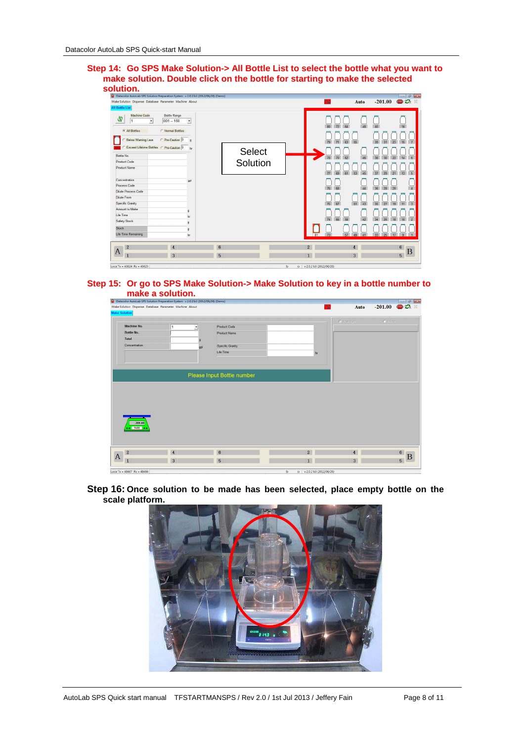**Step 14: Go SPS Make Solution-> All Bottle List to select the bottle what you want to make solution. Double click on the bottle for starting to make the selected solution.**

Select Solution

**Step 15: Or go to SPS Make Solution-> Make Solution to key in a bottle number to make a solution.**

**Step 16: Once solution to be made has been selected, place empty bottle on the scale platform.**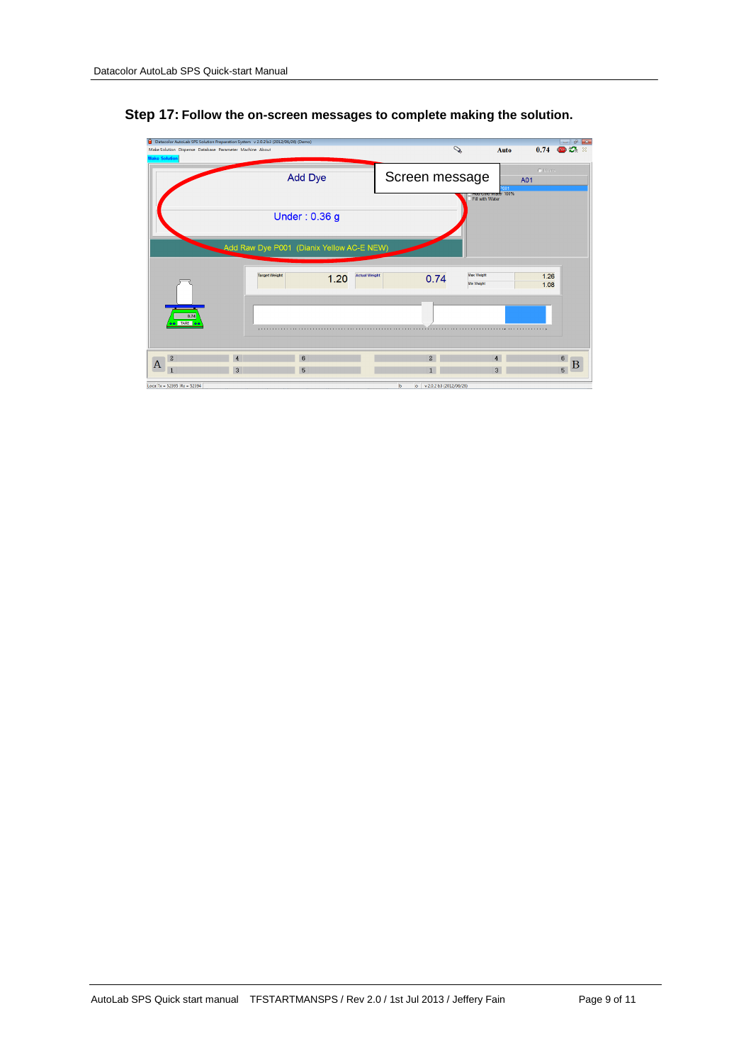**Step 17: Follow the on-screen messages to complete making the solution.**

Add Dye

Screen message

Under : 0.36 g

Add Raw Dye P001 (Dianix Yellow AC-E NEW)

Target Weight 1.20 Actual Weight 0.74

Max Weight 1.26

Min Weight 1.08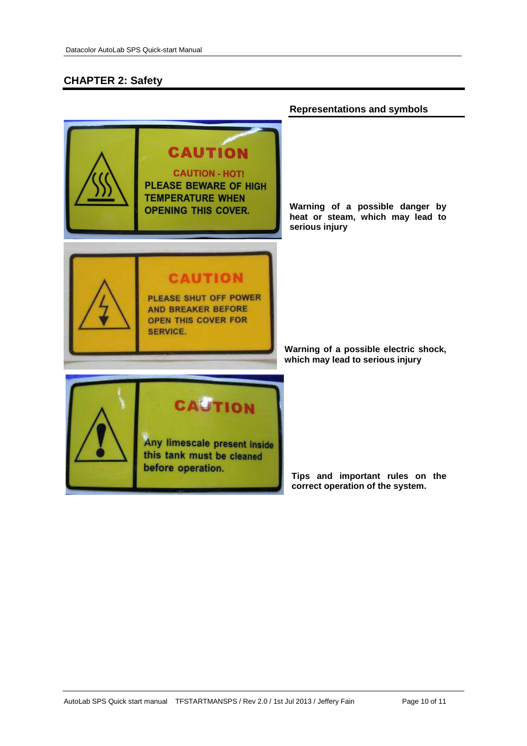# CHAPTER 2: Safety

## Representations and symbols

CAUTION

CAUTION - HOT!
PLEASE BEWARE OF HIGH TEMPERATURE WHEN OPENING THIS COVER.

**Warning of a possible danger by heat or steam, which may lead to serious injury**

CAUTION

PLEASE SHUT OFF POWER AND BREAKER BEFORE OPEN THIS COVER FOR SERVICE.

**Warning of a possible electric shock, which may lead to serious injury**

CAUTION

Any limescale present inside this tank must be cleaned before operation.

**Tips and important rules on the correct operation of the system.**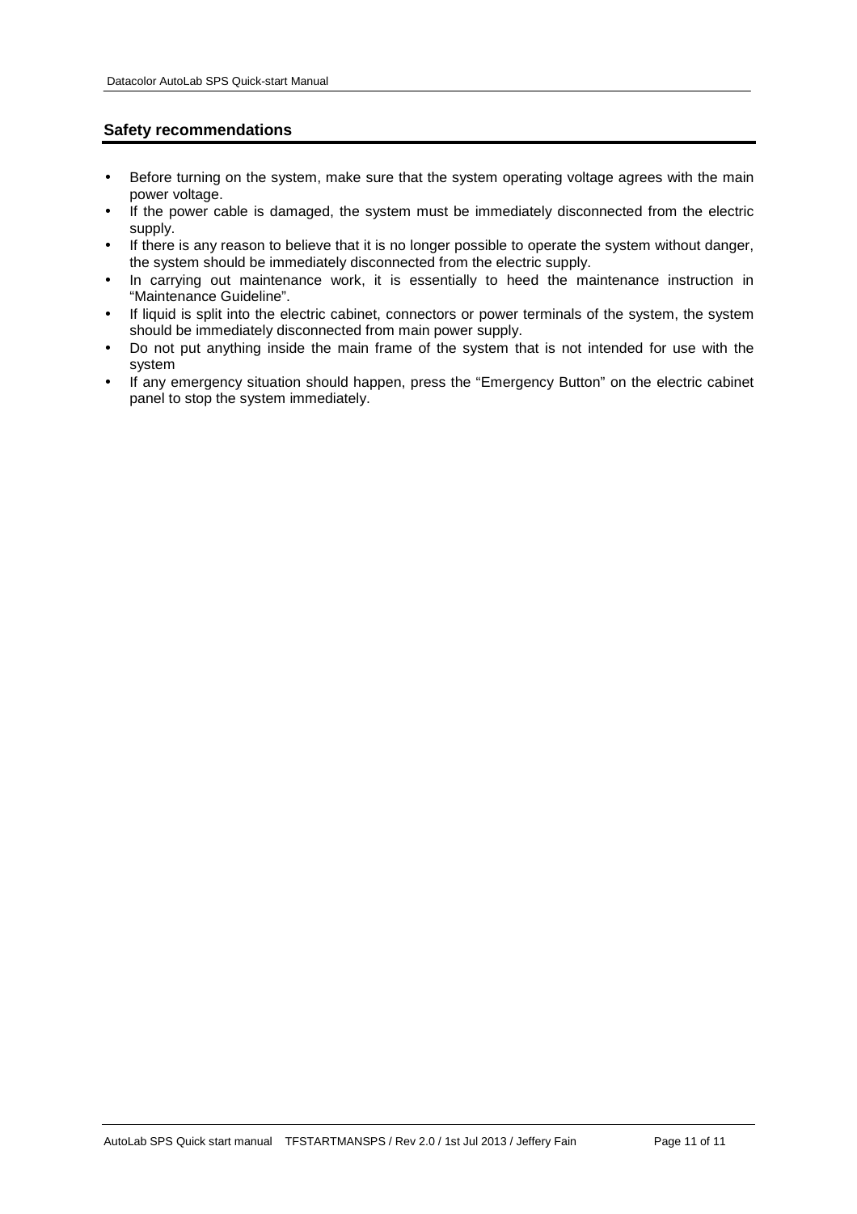## Safety recommendations

- Before turning on the system, make sure that the system operating voltage agrees with the main power voltage.
- If the power cable is damaged, the system must be immediately disconnected from the electric supply.
- If there is any reason to believe that it is no longer possible to operate the system without danger, the system should be immediately disconnected from the electric supply.
- In carrying out maintenance work, it is essentially to heed the maintenance instruction in "Maintenance Guideline".
- If liquid is split into the electric cabinet, connectors or power terminals of the system, the system should be immediately disconnected from main power supply.
- Do not put anything inside the main frame of the system that is not intended for use with the system
- If any emergency situation should happen, press the "Emergency Button" on the electric cabinet panel to stop the system immediately.